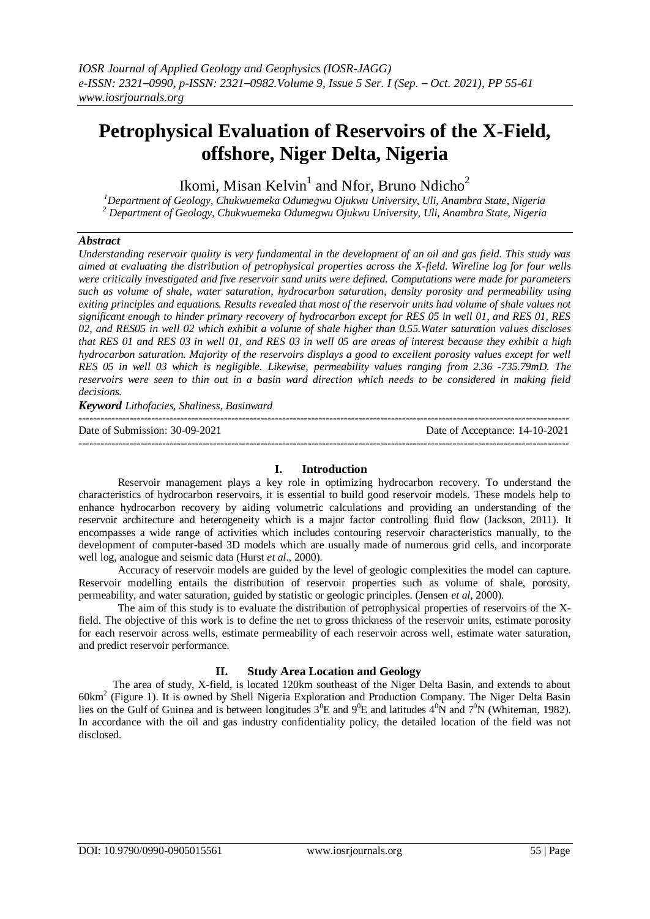# Petrophysical Evaluation of Reservoirs of the X-Field, offshore, Niger Delta, Nigeria

Ikomi, Misan Kelvin[1] and Nfor, Bruno Ndicho[2]

[1]*Department of Geology, Chukwuemeka Odumegwu Ojukwu University, Uli, Anambra State, Nigeria*
[2] *Department of Geology, Chukwuemeka Odumegwu Ojukwu University, Uli, Anambra State, Nigeria*

### *Abstract*

*Understanding reservoir quality is very fundamental in the development of an oil and gas field. This study was aimed at evaluating the distribution of petrophysical properties across the X-field. Wireline log for four wells were critically investigated and five reservoir sand units were defined. Computations were made for parameters such as volume of shale, water saturation, hydrocarbon saturation, density porosity and permeability using exiting principles and equations. Results revealed that most of the reservoir units had volume of shale values not significant enough to hinder primary recovery of hydrocarbon except for RES 05 in well 01, and RES 01, RES 02, and RES05 in well 02 which exhibit a volume of shale higher than 0.55.Water saturation values discloses that RES 01 and RES 03 in well 01, and RES 03 in well 05 are areas of interest because they exhibit a high hydrocarbon saturation. Majority of the reservoirs displays a good to excellent porosity values except for well RES 05 in well 03 which is negligible. Likewise, permeability values ranging from 2.36 -735.79mD. The reservoirs were seen to thin out in a basin ward direction which needs to be considered in making field decisions.*

***Keyword*** *Lithofacies, Shaliness, Basinward*

---

Date of Submission: 30-09-2021 Date of Acceptance: 14-10-2021

---

## I. Introduction

Reservoir management plays a key role in optimizing hydrocarbon recovery. To understand the characteristics of hydrocarbon reservoirs, it is essential to build good reservoir models. These models help to enhance hydrocarbon recovery by aiding volumetric calculations and providing an understanding of the reservoir architecture and heterogeneity which is a major factor controlling fluid flow (Jackson, 2011). It encompasses a wide range of activities which includes contouring reservoir characteristics manually, to the development of computer-based 3D models which are usually made of numerous grid cells, and incorporate well log, analogue and seismic data (Hurst *et al*., 2000).

Accuracy of reservoir models are guided by the level of geologic complexities the model can capture. Reservoir modelling entails the distribution of reservoir properties such as volume of shale, porosity, permeability, and water saturation, guided by statistic or geologic principles. (Jensen *et al*, 2000).

The aim of this study is to evaluate the distribution of petrophysical properties of reservoirs of the X-field. The objective of this work is to define the net to gross thickness of the reservoir units, estimate porosity for each reservoir across wells, estimate permeability of each reservoir across well, estimate water saturation, and predict reservoir performance.

## II. Study Area Location and Geology

The area of study, X-field, is located 120km southeast of the Niger Delta Basin, and extends to about $60km^2$ (Figure 1). It is owned by Shell Nigeria Exploration and Production Company. The Niger Delta Basin lies on the Gulf of Guinea and is between longitudes $3^0$E and $9^0$E and latitudes $4^0$N and $7^0$N (Whiteman, 1982). In accordance with the oil and gas industry confidentiality policy, the detailed location of the field was not disclosed.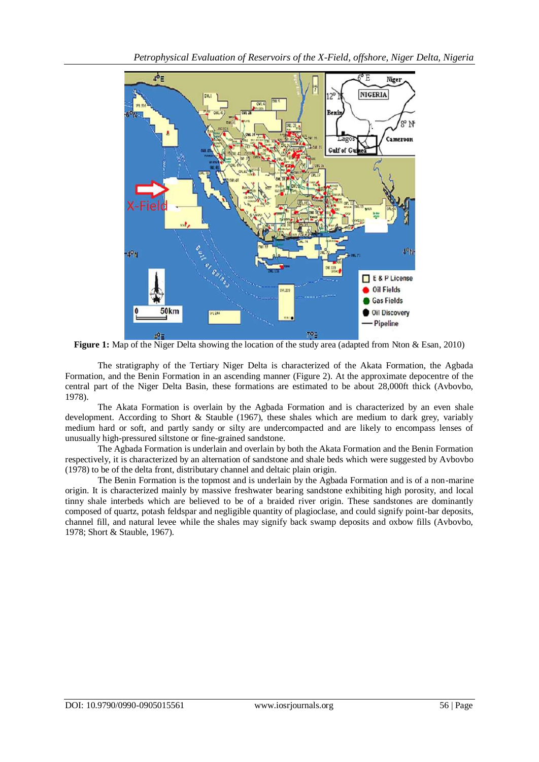**Figure 1:** Map of the Niger Delta showing the location of the study area (adapted from Nton & Esan, 2010)

The stratigraphy of the Tertiary Niger Delta is characterized of the Akata Formation, the Agbada Formation, and the Benin Formation in an ascending manner (Figure 2). At the approximate depocentre of the central part of the Niger Delta Basin, these formations are estimated to be about 28,000ft thick (Avbovbo, 1978).

The Akata Formation is overlain by the Agbada Formation and is characterized by an even shale development. According to Short & Stauble (1967), these shales which are medium to dark grey, variably medium hard or soft, and partly sandy or silty are undercompacted and are likely to encompass lenses of unusually high-pressured siltstone or fine-grained sandstone.

The Agbada Formation is underlain and overlain by both the Akata Formation and the Benin Formation respectively, it is characterized by an alternation of sandstone and shale beds which were suggested by Avbovbo (1978) to be of the delta front, distributary channel and deltaic plain origin.

The Benin Formation is the topmost and is underlain by the Agbada Formation and is of a non-marine origin. It is characterized mainly by massive freshwater bearing sandstone exhibiting high porosity, and local tinny shale interbeds which are believed to be of a braided river origin. These sandstones are dominantly composed of quartz, potash feldspar and negligible quantity of plagioclase, and could signify point-bar deposits, channel fill, and natural levee while the shales may signify back swamp deposits and oxbow fills (Avbovbo, 1978; Short & Stauble, 1967).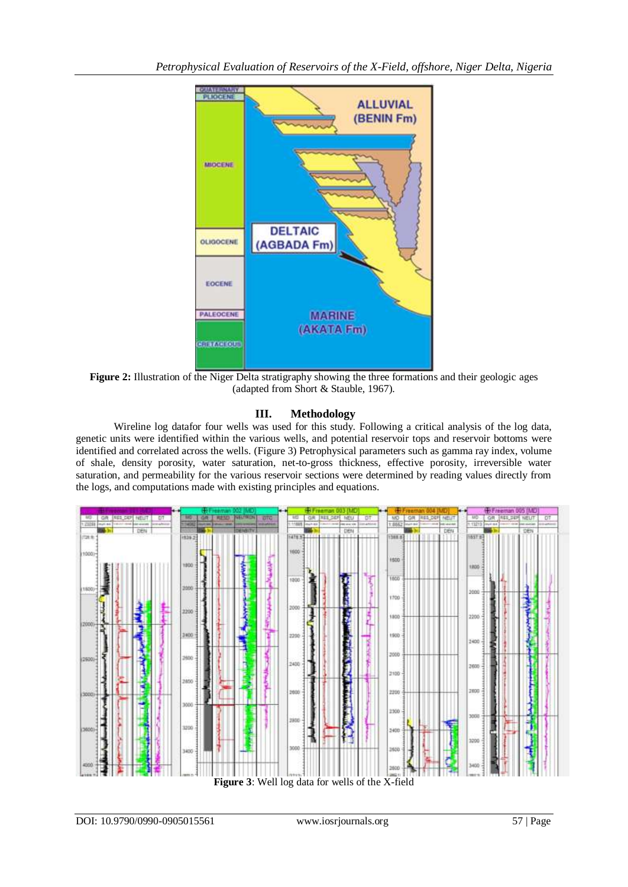**Figure 2:** Illustration of the Niger Delta stratigraphy showing the three formations and their geologic ages (adapted from Short & Stauble, 1967).

## III. Methodology

Wireline log datafor four wells was used for this study. Following a critical analysis of the log data, genetic units were identified within the various wells, and potential reservoir tops and reservoir bottoms were identified and correlated across the wells. (Figure 3) Petrophysical parameters such as gamma ray index, volume of shale, density porosity, water saturation, net-to-gross thickness, effective porosity, irreversible water saturation, and permeability for the various reservoir sections were determined by reading values directly from the logs, and computations made with existing principles and equations.

**Figure 3**: Well log data for wells of the X-field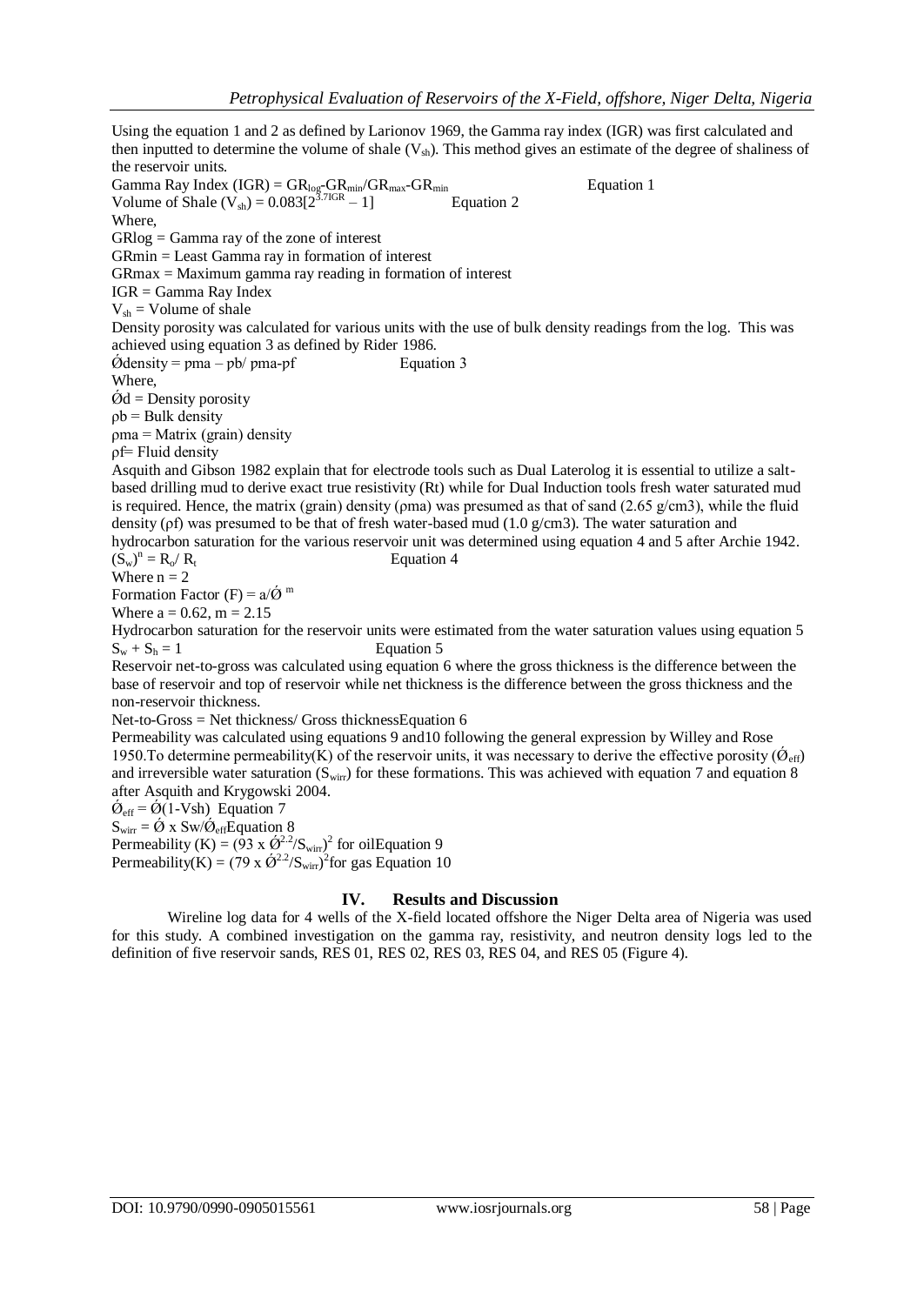Using the equation 1 and 2 as defined by Larionov 1969, the Gamma ray index (IGR) was first calculated and then inputted to determine the volume of shale ($V_{sh}$). This method gives an estimate of the degree of shaliness of the reservoir units.

Gamma Ray Index (IGR) = $GR_{log}$-$GR_{min}$/$GR_{max}$-$GR_{min}$ Equation 1

Volume of Shale ($V_{sh}$) = $0.083[2^{3.7IGR} - 1]$ Equation 2

Where,

GRlog = Gamma ray of the zone of interest

GRmin = Least Gamma ray in formation of interest

GRmax = Maximum gamma ray reading in formation of interest

IGR = Gamma Ray Index

$V_{sh}$ = Volume of shale

Density porosity was calculated for various units with the use of bulk density readings from the log. This was achieved using equation 3 as defined by Rider 1986.

Ǿdensity = ρma – ρb/ ρma-ρf Equation 3

Where,

Ǿd = Density porosity

ρb = Bulk density

ρma = Matrix (grain) density

ρf= Fluid density

Asquith and Gibson 1982 explain that for electrode tools such as Dual Laterolog it is essential to utilize a salt-based drilling mud to derive exact true resistivity (Rt) while for Dual Induction tools fresh water saturated mud is required. Hence, the matrix (grain) density (ρma) was presumed as that of sand (2.65 g/cm3), while the fluid density (ρf) was presumed to be that of fresh water-based mud (1.0 g/cm3). The water saturation and hydrocarbon saturation for the various reservoir unit was determined using equation 4 and 5 after Archie 1942.

$(S_w)^n = R_o / R_t$ Equation 4

Where n = 2

Formation Factor (F) = $a/Ǿ^m$

Where a = 0.62, m = 2.15

Hydrocarbon saturation for the reservoir units were estimated from the water saturation values using equation 5

$S_w + S_h = 1$ Equation 5

Reservoir net-to-gross was calculated using equation 6 where the gross thickness is the difference between the base of reservoir and top of reservoir while net thickness is the difference between the gross thickness and the non-reservoir thickness.

Net-to-Gross = Net thickness/ Gross thicknessEquation 6

Permeability was calculated using equations 9 and10 following the general expression by Willey and Rose 1950.To determine permeability(K) of the reservoir units, it was necessary to derive the effective porosity ($Ǿ_{eff}$) and irreversible water saturation ($S_{wirr}$) for these formations. This was achieved with equation 7 and equation 8 after Asquith and Krygowski 2004.

$Ǿ_{eff} = Ǿ(1\text{-}Vsh)$ Equation 7

$S_{wirr} = Ǿ \times Sw/Ǿ_{eff}$Equation 8

Permeability (K) = $(93 \times Ǿ^{2.2}/S_{wirr})^2$ for oilEquation 9

Permeability(K) = $(79 \times Ǿ^{2.2}/S_{wirr})^2$for gas Equation 10

## IV. Results and Discussion

Wireline log data for 4 wells of the X-field located offshore the Niger Delta area of Nigeria was used for this study. A combined investigation on the gamma ray, resistivity, and neutron density logs led to the definition of five reservoir sands, RES 01, RES 02, RES 03, RES 04, and RES 05 (Figure 4).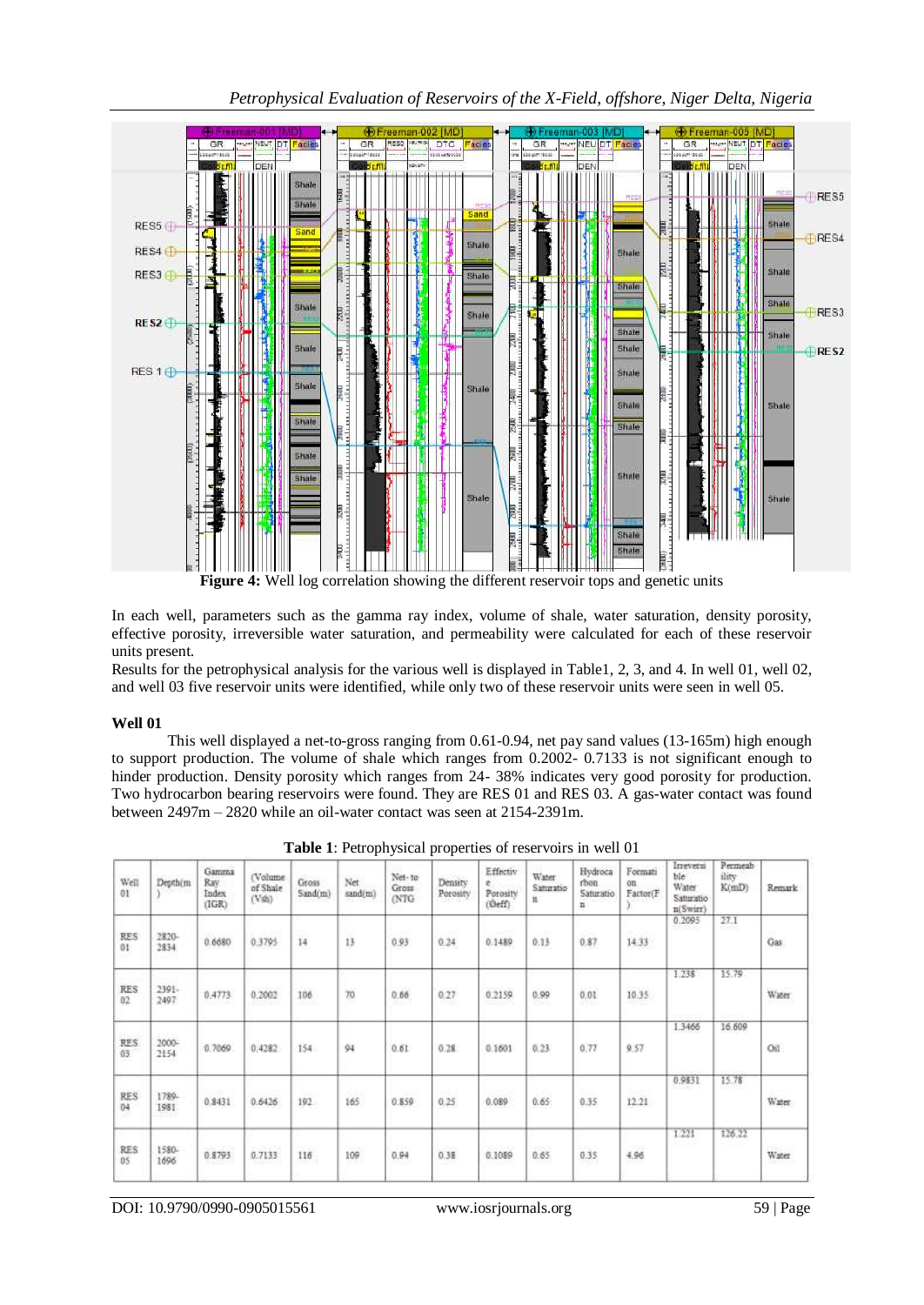**Figure 4:** Well log correlation showing the different reservoir tops and genetic units

In each well, parameters such as the gamma ray index, volume of shale, water saturation, density porosity, effective porosity, irreversible water saturation, and permeability were calculated for each of these reservoir units present.

Results for the petrophysical analysis for the various well is displayed in Table1, 2, 3, and 4. In well 01, well 02, and well 03 five reservoir units were identified, while only two of these reservoir units were seen in well 05.

### Well 01

This well displayed a net-to-gross ranging from 0.61-0.94, net pay sand values (13-165m) high enough to support production. The volume of shale which ranges from 0.2002- 0.7133 is not significant enough to hinder production. Density porosity which ranges from 24- 38% indicates very good porosity for production. Two hydrocarbon bearing reservoirs were found. They are RES 01 and RES 03. A gas-water contact was found between 2497m – 2820 while an oil-water contact was seen at 2154-2391m.

**Table 1**: Petrophysical properties of reservoirs in well 01

| Well 01 | Depth(m) | Gamma Ray Index (IGR) | (Volume of Shale (Vsh) | Gross Sand(m) | Net sand(m) | Net- to Gross (NTG | Density Porosity | Effective Porosity (Øeff) | Water Saturation | Hydrocarbon Saturation | Formation Factor(F) | Irreversible Water Saturation(Swirr) | Permeability K(mD) | Remark |
|---|---|---|---|---|---|---|---|---|---|---|---|---|---|---|
| RES 01 | 2820-2834 | 0.6680 | 0.3795 | 14 | 13 | 0.93 | 0.24 | 0.1489 | 0.13 | 0.87 | 14.33 | 0.2095 | 27.1 | Gas |
| RES 02 | 2391-2497 | 0.4773 | 0.2002 | 106 | 70 | 0.66 | 0.27 | 0.2159 | 0.99 | 0.01 | 10.35 | 1.238 | 15.79 | Water |
| RES 03 | 2000-2154 | 0.7069 | 0.4282 | 154 | 94 | 0.61 | 0.28 | 0.1601 | 0.23 | 0.77 | 9.57 | 1.3466 | 16.609 | Oil |
| RES 04 | 1789-1981 | 0.8431 | 0.6426 | 192 | 165 | 0.859 | 0.25 | 0.089 | 0.65 | 0.35 | 12.21 | 0.9831 | 15.78 | Water |
| RES 05 | 1580-1696 | 0.8793 | 0.7133 | 116 | 109 | 0.94 | 0.38 | 0.1089 | 0.65 | 0.35 | 4.96 | 1.221 | 126.22 | Water |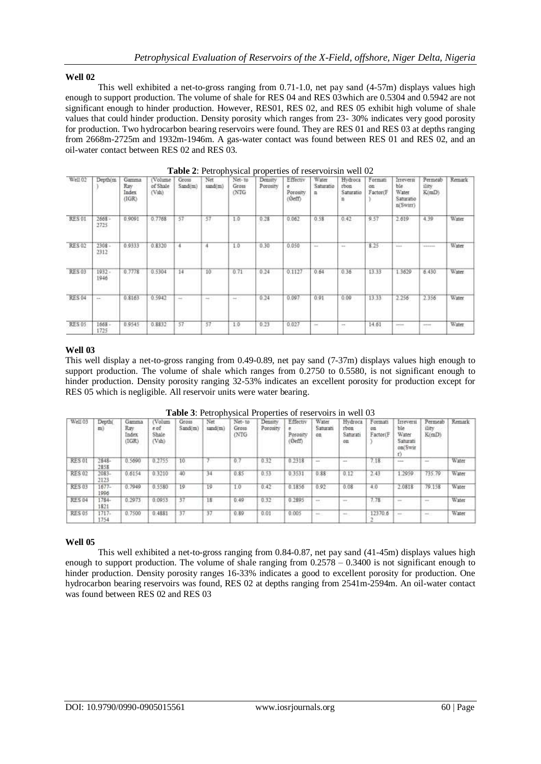### Well 02

This well exhibited a net-to-gross ranging from 0.71-1.0, net pay sand (4-57m) displays values high enough to support production. The volume of shale for RES 04 and RES 03which are 0.5304 and 0.5942 are not significant enough to hinder production. However, RES01, RES 02, and RES 05 exhibit high volume of shale values that could hinder production. Density porosity which ranges from 23- 30% indicates very good porosity for production. Two hydrocarbon bearing reservoirs were found. They are RES 01 and RES 03 at depths ranging from 2668m-2725m and 1932m-1946m. A gas-water contact was found between RES 01 and RES 02, and an oil-water contact between RES 02 and RES 03.

**Table 2**: Petrophysical properties of reservoirsin well 02

| Well 02 | Depth(m) | Gamma Ray Index (IGR) | (Volume of Shale (Vsh) | Gross Sand(m) | Net sand(m) | Net- to Gross (NTG | Density Porosity | Effective Porosity (Øeff) | Water Saturation | Hydrocarbon Saturation | Formation Factor(F) | Irreversible Water Saturation(Swirr) | Permeability K(mD) | Remark |
|---|---|---|---|---|---|---|---|---|---|---|---|---|---|---|
| RES 01 | 2668 - 2725 | 0.9091 | 0.7768 | 57 | 57 | 1.0 | 0.28 | 0.062 | 0.58 | 0.42 | 9.57 | 2.619 | 4.39 | Water |
| RES 02 | 2308 - 2312 | 0.9333 | 0.8320 | 4 | 4 | 1.0 | 0.30 | 0.050 | --- | --- | 8.25 | ---- | ------- | Water |
| RES 03 | 1932 - 1946 | 0.7778 | 0.5304 | 14 | 10 | 0.71 | 0.24 | 0.1127 | 0.64 | 0.36 | 13.33 | 1.3629 | 6.430 | Water |
| RES 04 | --- | 0.8163 | 0.5942 | --- | --- | --- | 0.24 | 0.097 | 0.91 | 0.09 | 13.33 | 2.256 | 2.356 | Water |
| RES 05 | 1668 - 1725 | 0.9545 | 0.8832 | 57 | 57 | 1.0 | 0.23 | 0.027 | --- | --- | 14.61 | ----- | ----- | Water |

### Well 03

This well display a net-to-gross ranging from 0.49-0.89, net pay sand (7-37m) displays values high enough to support production. The volume of shale which ranges from 0.2750 to 0.5580, is not significant enough to hinder production. Density porosity ranging 32-53% indicates an excellent porosity for production except for RES 05 which is negligible. All reservoir units were water bearing.

**Table 3**: Petrophysical Properties of reservoirs in well 03

| Well 03 | Depth(m) | Gamma Ray Index (IGR) | (Volume of Shale (Vsh) | Gross Sand(m) | Net sand(m) | Net- to Gross (NTG | Density Porosity | Effective Porosity (Øeff) | Water Saturation | Hydrocarbon Saturation | Formation Factor(F) | Irreversible Water Saturation(Swirr) | Permeability K(mD) | Remark |
|---|---|---|---|---|---|---|---|---|---|---|---|---|---|---|
| RES 01 | 2848-2858 | 0.5690 | 0.2755 | 10 | 7 | 0.7 | 0.32 | 0.2318 | --- | --- | 7.18 | ---- | --- | Water |
| RES 02 | 2083-2123 | 0.6154 | 0.3210 | 40 | 34 | 0.85 | 0.53 | 0.3531 | 0.88 | 0.12 | 2.43 | 1.2959 | 735.79 | Water |
| RES 03 | 1677-1996 | 0.7949 | 0.5580 | 19 | 19 | 1.0 | 0.42 | 0.1856 | 0.92 | 0.08 | 4.0 | 2.0818 | 79.158 | Water |
| RES 04 | 1784-1821 | 0.2973 | 0.0953 | 37 | 18 | 0.49 | 0.32 | 0.2895 | --- | --- | 7.78 | --- | --- | Water |
| RES 05 | 1717-1754 | 0.7500 | 0.4881 | 37 | 37 | 0.89 | 0.01 | 0.005 | --- | --- | 12370.62 | --- | --- | Water |

### Well 05

This well exhibited a net-to-gross ranging from 0.84-0.87, net pay sand (41-45m) displays values high enough to support production. The volume of shale ranging from 0.2578 – 0.3400 is not significant enough to hinder production. Density porosity ranges 16-33% indicates a good to excellent porosity for production. One hydrocarbon bearing reservoirs was found, RES 02 at depths ranging from 2541m-2594m. An oil-water contact was found between RES 02 and RES 03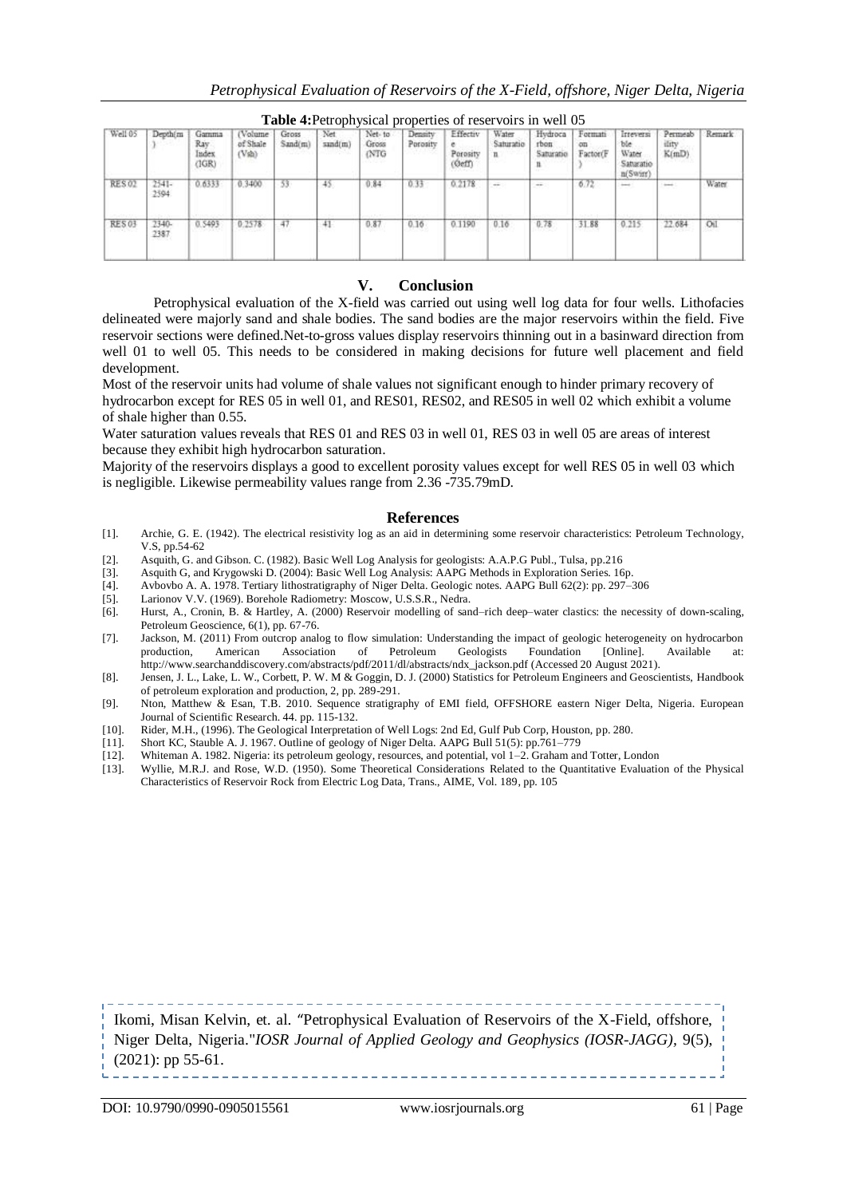**Table 4:** Petrophysical properties of reservoirs in well 05

| Well 05 | Depth(m) | Gamma Ray Index (IGR) | (Volume of Shale (Vsh) | Gross Sand(m) | Net sand(m) | Net- to Gross (NTG | Density Porosity | Effective Porosity (Øeff) | Water Saturation | Hydrocarbon Saturation | Formation Factor(F) | Irreversible Water Saturation(Swirr) | Permeability K(mD) | Remark |
|---|---|---|---|---|---|---|---|---|---|---|---|---|---|---|
| RES 02 | 2541-2594 | 0.6333 | 0.3400 | 53 | 45 | 0.84 | 0.33 | 0.2178 | -- | -- | 6.72 | --- | --- | Water |
| RES 03 | 2340-2387 | 0.5493 | 0.2578 | 47 | 41 | 0.87 | 0.16 | 0.1190 | 0.16 | 0.78 | 31.88 | 0.215 | 22.684 | Oil |

## V. Conclusion

Petrophysical evaluation of the X-field was carried out using well log data for four wells. Lithofacies delineated were majorly sand and shale bodies. The sand bodies are the major reservoirs within the field. Five reservoir sections were defined.Net-to-gross values display reservoirs thinning out in a basinward direction from well 01 to well 05. This needs to be considered in making decisions for future well placement and field development.

Most of the reservoir units had volume of shale values not significant enough to hinder primary recovery of hydrocarbon except for RES 05 in well 01, and RES01, RES02, and RES05 in well 02 which exhibit a volume of shale higher than 0.55.

Water saturation values reveals that RES 01 and RES 03 in well 01, RES 03 in well 05 are areas of interest because they exhibit high hydrocarbon saturation.

Majority of the reservoirs displays a good to excellent porosity values except for well RES 05 in well 03 which is negligible. Likewise permeability values range from 2.36 -735.79mD.

## References

[1]. Archie, G. E. (1942). The electrical resistivity log as an aid in determining some reservoir characteristics: Petroleum Technology, V.S, pp.54-62

[2]. Asquith, G. and Gibson. C. (1982). Basic Well Log Analysis for geologists: A.A.P.G Publ., Tulsa, pp.216

[3]. Asquith G, and Krygowski D. (2004): Basic Well Log Analysis: AAPG Methods in Exploration Series. 16p.

[4]. Avbovbo A. A. 1978. Tertiary lithostratigraphy of Niger Delta. Geologic notes. AAPG Bull 62(2): pp. 297–306

[5]. Larionov V.V. (1969). Borehole Radiometry: Moscow, U.S.S.R., Nedra.

[6]. Hurst, A., Cronin, B. & Hartley, A. (2000) Reservoir modelling of sand–rich deep–water clastics: the necessity of down-scaling, Petroleum Geoscience, 6(1), pp. 67-76.

[7]. Jackson, M. (2011) From outcrop analog to flow simulation: Understanding the impact of geologic heterogeneity on hydrocarbon production, American Association of Petroleum Geologists Foundation [Online]. Available at: http://www.searchanddiscovery.com/abstracts/pdf/2011/dl/abstracts/ndx_jackson.pdf (Accessed 20 August 2021).

[8]. Jensen, J. L., Lake, L. W., Corbett, P. W. M & Goggin, D. J. (2000) Statistics for Petroleum Engineers and Geoscientists, Handbook of petroleum exploration and production, 2, pp. 289-291.

[9]. Nton, Matthew & Esan, T.B. 2010. Sequence stratigraphy of EMI field, OFFSHORE eastern Niger Delta, Nigeria. European Journal of Scientific Research. 44. pp. 115-132.

[10]. Rider, M.H., (1996). The Geological Interpretation of Well Logs: 2nd Ed, Gulf Pub Corp, Houston, pp. 280.

[11]. Short KC, Stauble A. J. 1967. Outline of geology of Niger Delta. AAPG Bull 51(5): pp.761–779

[12]. Whiteman A. 1982. Nigeria: its petroleum geology, resources, and potential, vol 1–2. Graham and Totter, London

[13]. Wyllie, M.R.J. and Rose, W.D. (1950). Some Theoretical Considerations Related to the Quantitative Evaluation of the Physical Characteristics of Reservoir Rock from Electric Log Data, Trans., AIME, Vol. 189, pp. 105

Ikomi, Misan Kelvin, et. al. "Petrophysical Evaluation of Reservoirs of the X-Field, offshore, Niger Delta, Nigeria."*IOSR Journal of Applied Geology and Geophysics (IOSR-JAGG)*, 9(5), (2021): pp 55-61.